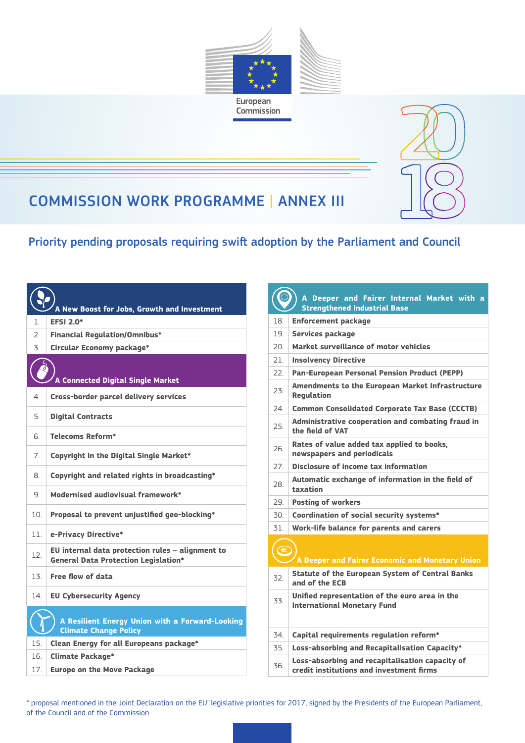European Commission

# COMMISSION WORK PROGRAMME | ANNEX III

2018

## Priority pending proposals requiring swift adoption by the Parliament and Council

| No. | A New Boost for Jobs, Growth and Investment |
|---|---|
| 1. | **EFSI 2.0*** |
| 2. | **Financial Regulation/Omnibus*** |
| 3. | **Circular Economy package*** |

| No. | A Connected Digital Single Market |
|---|---|
| 4. | **Cross-border parcel delivery services** |
| 5. | **Digital Contracts** |
| 6. | **Telecoms Reform*** |
| 7. | **Copyright in the Digital Single Market*** |
| 8. | **Copyright and related rights in broadcasting*** |
| 9. | **Modernised audiovisual framework*** |
| 10. | **Proposal to prevent unjustified geo-blocking*** |
| 11. | **e-Privacy Directive*** |
| 12. | **EU internal data protection rules – alignment to General Data Protection Legislation*** |
| 13. | **Free flow of data** |
| 14. | **EU Cybersecurity Agency** |

| No. | A Resilient Energy Union with a Forward-Looking Climate Change Policy |
|---|---|
| 15. | **Clean Energy for all Europeans package*** |
| 16. | **Climate Package*** |
| 17. | **Europe on the Move Package** |

| No. | A Deeper and Fairer Internal Market with a Strengthened Industrial Base |
|---|---|
| 18. | **Enforcement package** |
| 19. | **Services package** |
| 20. | **Market surveillance of motor vehicles** |
| 21. | **Insolvency Directive** |
| 22. | **Pan-European Personal Pension Product (PEPP)** |
| 23. | **Amendments to the European Market Infrastructure Regulation** |
| 24. | **Common Consolidated Corporate Tax Base (CCCTB)** |
| 25. | **Administrative cooperation and combating fraud in the field of VAT** |
| 26. | **Rates of value added tax applied to books, newspapers and periodicals** |
| 27. | **Disclosure of income tax information** |
| 28. | **Automatic exchange of information in the field of taxation** |
| 29. | **Posting of workers** |
| 30. | **Coordination of social security systems*** |
| 31. | **Work-life balance for parents and carers** |

| No. | A Deeper and Fairer Economic and Monetary Union |
|---|---|
| 32. | **Statute of the European System of Central Banks and of the ECB** |
| 33. | **Unified representation of the euro area in the International Monetary Fund** |
| 34. | **Capital requirements regulation reform*** |
| 35. | **Loss-absorbing and Recapitalisation Capacity*** |
| 36. | **Loss-absorbing and recapitalisation capacity of credit institutions and investment firms** |

* proposal mentioned in the Joint Declaration on the EU' legislative priorities for 2017, signed by the Presidents of the European Parliament, of the Council and of the Commission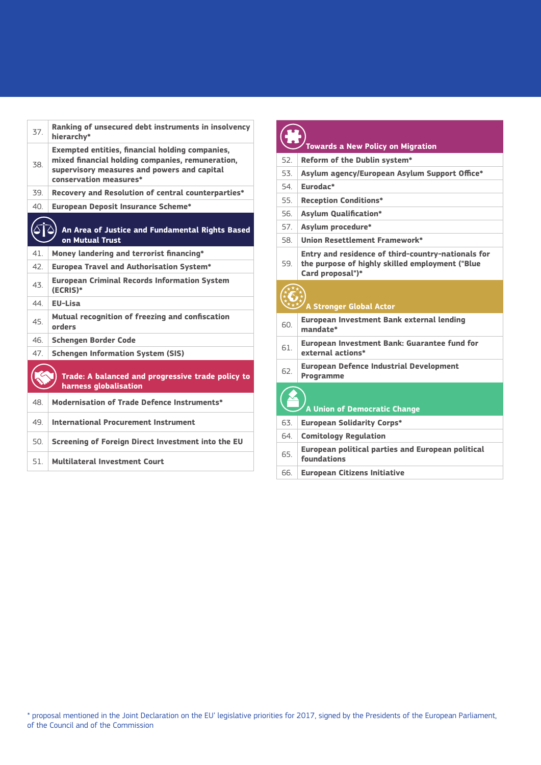| | |
|---|---|
| 37. | Ranking of unsecured debt instruments in insolvency hierarchy* |
| 38. | Exempted entities, financial holding companies, mixed financial holding companies, remuneration, supervisory measures and powers and capital conservation measures* |
| 39. | Recovery and Resolution of central counterparties* |
| 40. | European Deposit Insurance Scheme* |

## An Area of Justice and Fundamental Rights Based on Mutual Trust

| | |
|---|---|
| 41. | Money landering and terrorist financing* |
| 42. | Europea Travel and Authorisation System* |
| 43. | European Criminal Records Information System (ECRIS)* |
| 44. | EU-Lisa |
| 45. | Mutual recognition of freezing and confiscation orders |
| 46. | Schengen Border Code |
| 47. | Schengen Information System (SIS) |

## Trade: A balanced and progressive trade policy to harness globalisation

| | |
|---|---|
| 48. | Modernisation of Trade Defence Instruments* |
| 49. | International Procurement Instrument |
| 50. | Screening of Foreign Direct Investment into the EU |
| 51. | Multilateral Investment Court |

## Towards a New Policy on Migration

| | |
|---|---|
| 52. | Reform of the Dublin system* |
| 53. | Asylum agency/European Asylum Support Office* |
| 54. | Eurodac* |
| 55. | Reception Conditions* |
| 56. | Asylum Qualification* |
| 57. | Asylum procedure* |
| 58. | Union Resettlement Framework* |
| 59. | Entry and residence of third-country-nationals for the purpose of highly skilled employment ("Blue Card proposal")* |

## A Stronger Global Actor

| | |
|---|---|
| 60. | European Investment Bank external lending mandate* |
| 61. | European Investment Bank: Guarantee fund for external actions* |
| 62. | European Defence Industrial Development Programme |

## A Union of Democratic Change

| | |
|---|---|
| 63. | European Solidarity Corps* |
| 64. | Comitology Regulation |
| 65. | European political parties and European political foundations |
| 66. | European Citizens Initiative |

* proposal mentioned in the Joint Declaration on the EU' legislative priorities for 2017, signed by the Presidents of the European Parliament, of the Council and of the Commission